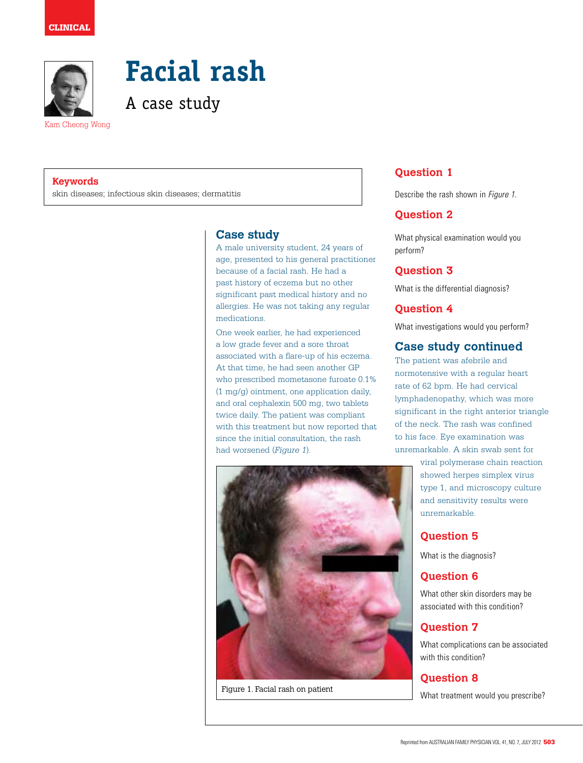CLINICAL

# Facial rash

## A case study

Kam Cheong Wong

**Keywords**
skin diseases; infectious skin diseases; dermatitis

## Case study

A male university student, 24 years of age, presented to his general practitioner because of a facial rash. He had a past history of eczema but no other significant past medical history and no allergies. He was not taking any regular medications.

One week earlier, he had experienced a low grade fever and a sore throat associated with a flare-up of his eczema. At that time, he had seen another GP who prescribed mometasone furoate 0.1% (1 mg/g) ointment, one application daily, and oral cephalexin 500 mg, two tablets twice daily. The patient was compliant with this treatment but now reported that since the initial consultation, the rash had worsened (*Figure 1*).

Figure 1. Facial rash on patient

### Question 1

Describe the rash shown in *Figure 1*.

### Question 2

What physical examination would you perform?

### Question 3

What is the differential diagnosis?

### Question 4

What investigations would you perform?

## Case study continued

The patient was afebrile and normotensive with a regular heart rate of 62 bpm. He had cervical lymphadenopathy, which was more significant in the right anterior triangle of the neck. The rash was confined to his face. Eye examination was unremarkable. A skin swab sent for viral polymerase chain reaction showed herpes simplex virus type 1, and microscopy culture and sensitivity results were unremarkable.

### Question 5

What is the diagnosis?

### Question 6

What other skin disorders may be associated with this condition?

### Question 7

What complications can be associated with this condition?

### Question 8

What treatment would you prescribe?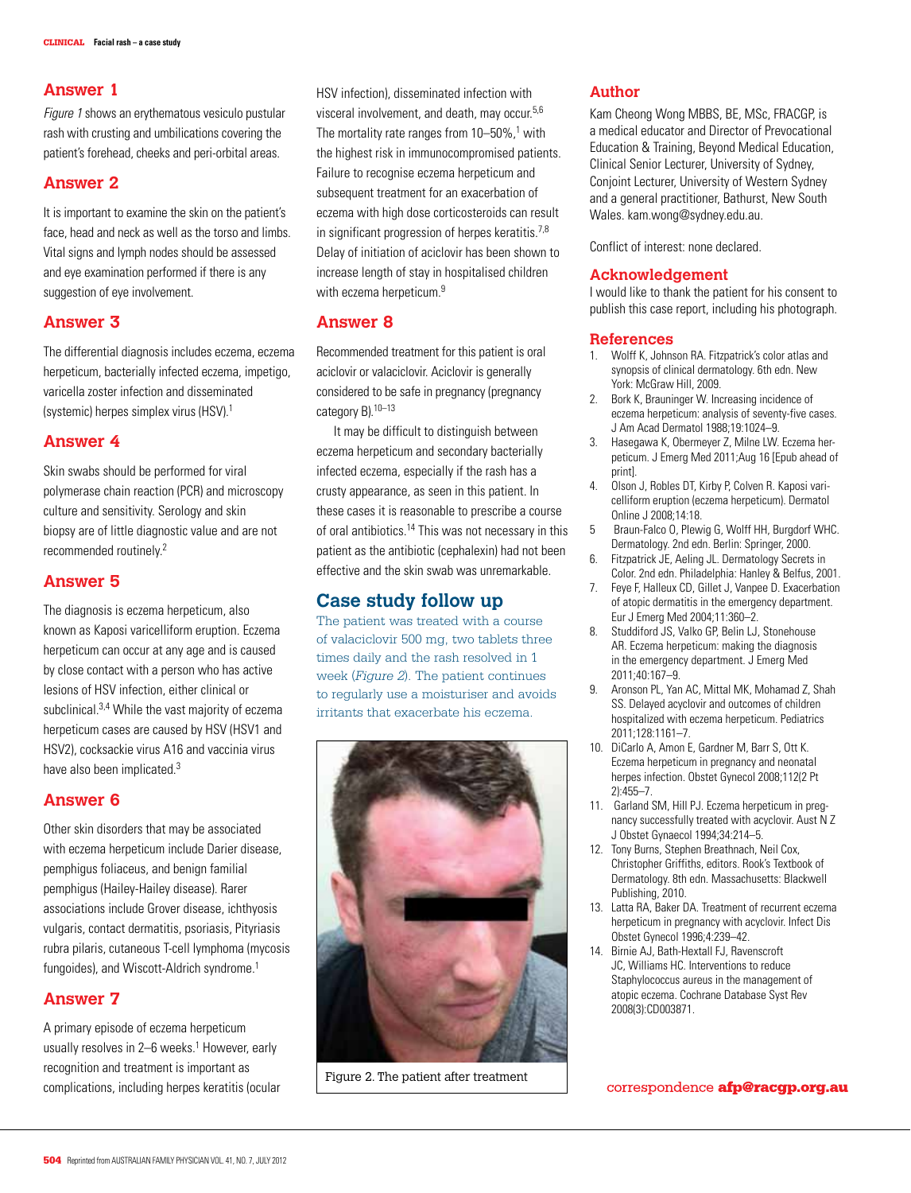## Answer 1

*Figure 1* shows an erythematous vesiculo pustular rash with crusting and umbilications covering the patient's forehead, cheeks and peri-orbital areas.

## Answer 2

It is important to examine the skin on the patient's face, head and neck as well as the torso and limbs. Vital signs and lymph nodes should be assessed and eye examination performed if there is any suggestion of eye involvement.

## Answer 3

The differential diagnosis includes eczema, eczema herpeticum, bacterially infected eczema, impetigo, varicella zoster infection and disseminated (systemic) herpes simplex virus (HSV).[1]

## Answer 4

Skin swabs should be performed for viral polymerase chain reaction (PCR) and microscopy culture and sensitivity. Serology and skin biopsy are of little diagnostic value and are not recommended routinely.[2]

## Answer 5

The diagnosis is eczema herpeticum, also known as Kaposi varicelliform eruption. Eczema herpeticum can occur at any age and is caused by close contact with a person who has active lesions of HSV infection, either clinical or subclinical.[3,4] While the vast majority of eczema herpeticum cases are caused by HSV (HSV1 and HSV2), cocksackie virus A16 and vaccinia virus have also been implicated.[3]

## Answer 6

Other skin disorders that may be associated with eczema herpeticum include Darier disease, pemphigus foliaceus, and benign familial pemphigus (Hailey-Hailey disease). Rarer associations include Grover disease, ichthyosis vulgaris, contact dermatitis, psoriasis, Pityriasis rubra pilaris, cutaneous T-cell lymphoma (mycosis fungoides), and Wiscott-Aldrich syndrome.[1]

## Answer 7

A primary episode of eczema herpeticum usually resolves in 2–6 weeks.[1] However, early recognition and treatment is important as complications, including herpes keratitis (ocular HSV infection), disseminated infection with visceral involvement, and death, may occur.[5,6] The mortality rate ranges from 10–50%,[1] with the highest risk in immunocompromised patients. Failure to recognise eczema herpeticum and subsequent treatment for an exacerbation of eczema with high dose corticosteroids can result in significant progression of herpes keratitis.[7,8] Delay of initiation of aciclovir has been shown to increase length of stay in hospitalised children with eczema herpeticum.[9]

## Answer 8

Recommended treatment for this patient is oral aciclovir or valaciclovir. Aciclovir is generally considered to be safe in pregnancy (pregnancy category B).[10–13]

It may be difficult to distinguish between eczema herpeticum and secondary bacterially infected eczema, especially if the rash has a crusty appearance, as seen in this patient. In these cases it is reasonable to prescribe a course of oral antibiotics.[14] This was not necessary in this patient as the antibiotic (cephalexin) had not been effective and the skin swab was unremarkable.

## Case study follow up

The patient was treated with a course of valaciclovir 500 mg, two tablets three times daily and the rash resolved in 1 week (*Figure 2*). The patient continues to regularly use a moisturiser and avoids irritants that exacerbate his eczema.

Figure 2. The patient after treatment

## Author

Kam Cheong Wong MBBS, BE, MSc, FRACGP, is a medical educator and Director of Prevocational Education & Training, Beyond Medical Education, Clinical Senior Lecturer, University of Sydney, Conjoint Lecturer, University of Western Sydney and a general practitioner, Bathurst, New South Wales. kam.wong@sydney.edu.au.

Conflict of interest: none declared.

## Acknowledgement

I would like to thank the patient for his consent to publish this case report, including his photograph.

## References

1. Wolff K, Johnson RA. Fitzpatrick's color atlas and synopsis of clinical dermatology. 6th edn. New York: McGraw Hill, 2009.
2. Bork K, Brauninger W. Increasing incidence of eczema herpeticum: analysis of seventy-five cases. J Am Acad Dermatol 1988;19:1024–9.
3. Hasegawa K, Obermeyer Z, Milne LW. Eczema herpeticum. J Emerg Med 2011;Aug 16 [Epub ahead of print].
4. Olson J, Robles DT, Kirby P, Colven R. Kaposi varicelliform eruption (eczema herpeticum). Dermatol Online J 2008;14:18.
5. Braun-Falco O, Plewig G, Wolff HH, Burgdorf WHC. Dermatology. 2nd edn. Berlin: Springer, 2000.
6. Fitzpatrick JE, Aeling JL. Dermatology Secrets in Color. 2nd edn. Philadelphia: Hanley & Belfus, 2001.
7. Feye F, Halleux CD, Gillet J, Vanpee D. Exacerbation of atopic dermatitis in the emergency department. Eur J Emerg Med 2004;11:360–2.
8. Studdiford JS, Valko GP, Belin LJ, Stonehouse AR. Eczema herpeticum: making the diagnosis in the emergency department. J Emerg Med 2011;40:167–9.
9. Aronson PL, Yan AC, Mittal MK, Mohamad Z, Shah SS. Delayed acyclovir and outcomes of children hospitalized with eczema herpeticum. Pediatrics 2011;128:1161–7.
10. DiCarlo A, Amon E, Gardner M, Barr S, Ott K. Eczema herpeticum in pregnancy and neonatal herpes infection. Obstet Gynecol 2008;112(2 Pt 2):455–7.
11. Garland SM, Hill PJ. Eczema herpeticum in pregnancy successfully treated with acyclovir. Aust N Z J Obstet Gynaecol 1994;34:214–5.
12. Tony Burns, Stephen Breathnach, Neil Cox, Christopher Griffiths, editors. Rook's Textbook of Dermatology. 8th edn. Massachusetts: Blackwell Publishing, 2010.
13. Latta RA, Baker DA. Treatment of recurrent eczema herpeticum in pregnancy with acyclovir. Infect Dis Obstet Gynecol 1996;4:239–42.
14. Birnie AJ, Bath-Hextall FJ, Ravenscroft JC, Williams HC. Interventions to reduce Staphylococcus aureus in the management of atopic eczema. Cochrane Database Syst Rev 2008(3):CD003871.

correspondence **afp@racgp.org.au**